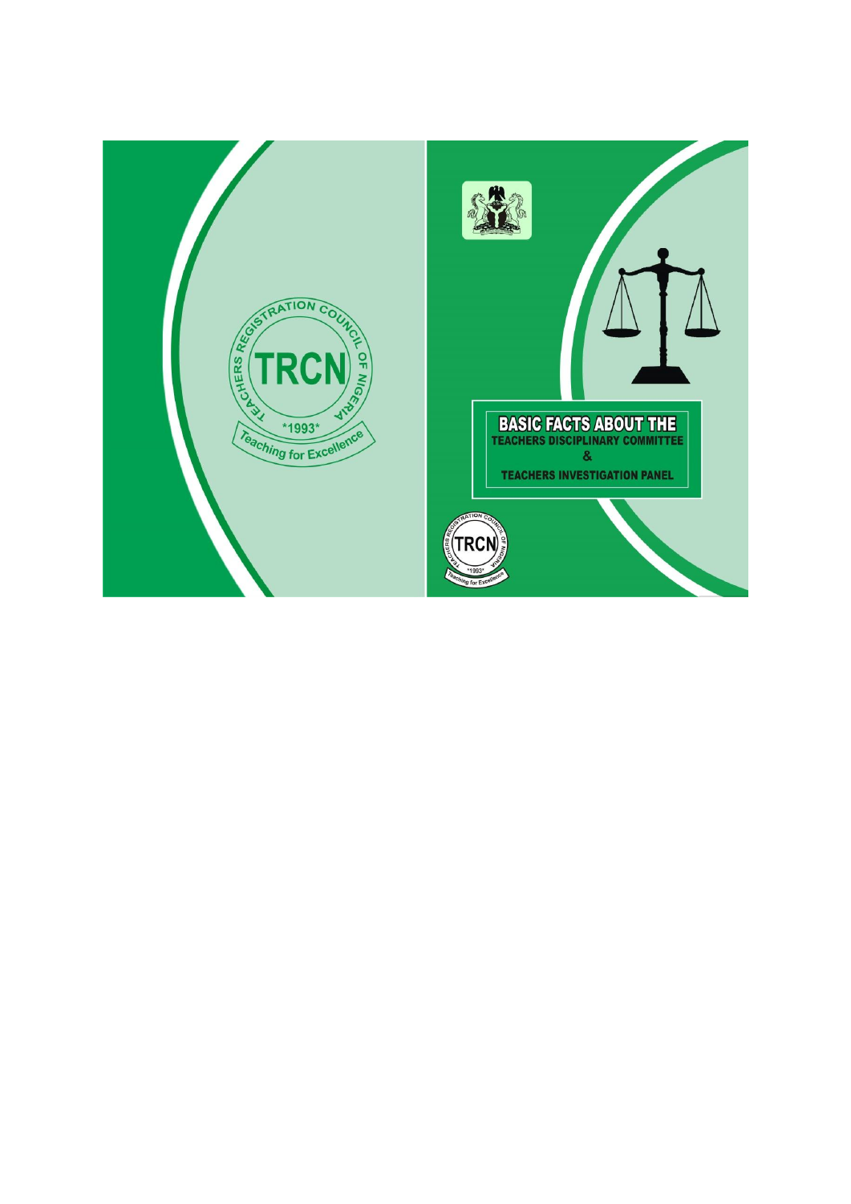TEACHERS REGISTRATION COUNCIL OF NIGERIA

TRCN

*1993*

Teaching for Excellence

# BASIC FACTS ABOUT THE TEACHERS DISCIPLINARY COMMITTEE & TEACHERS INVESTIGATION PANEL

TEACHERS REGISTRATION COUNCIL OF NIGERIA

TRCN

*1993*

Teaching for Excellence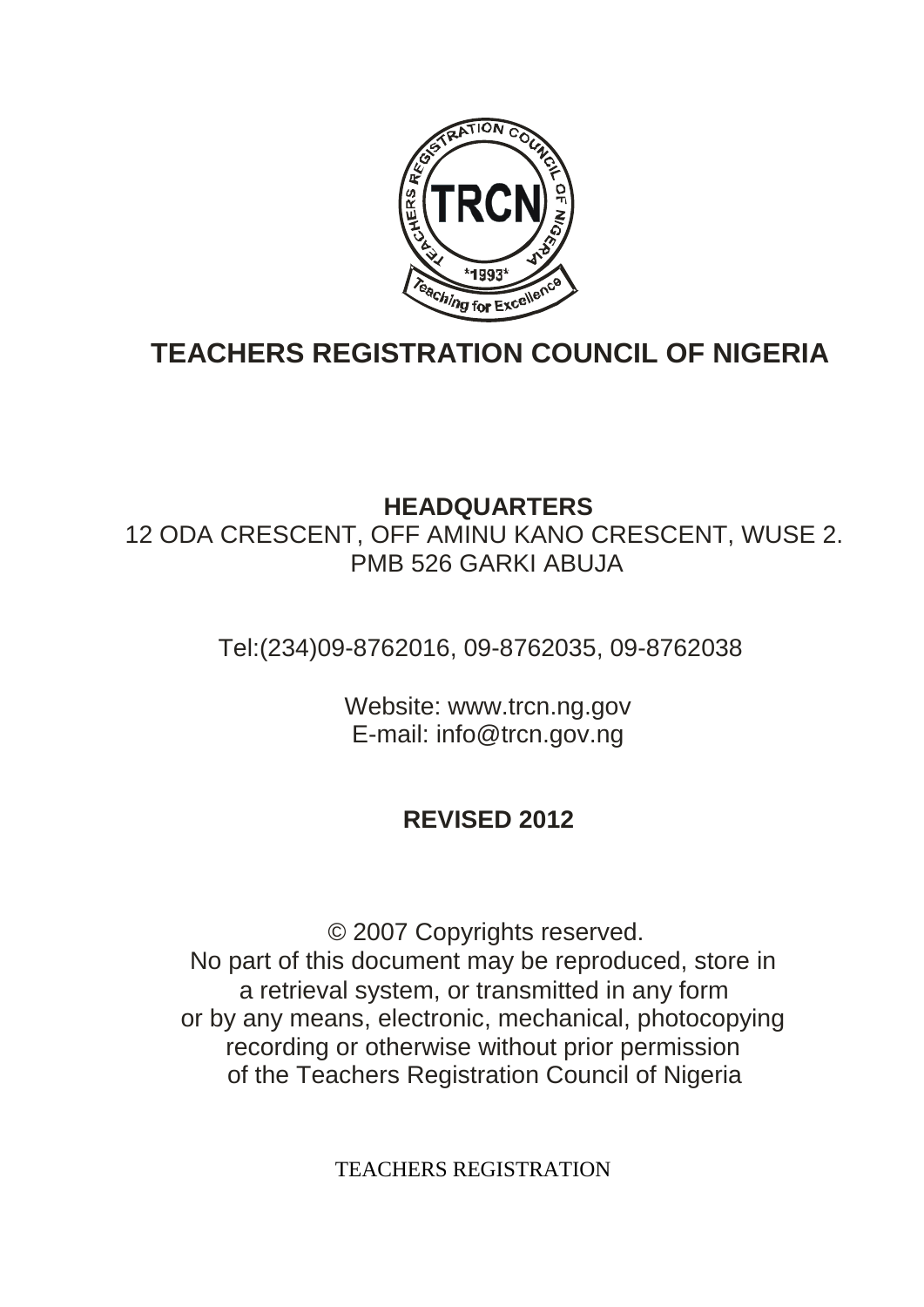# TEACHERS REGISTRATION COUNCIL OF NIGERIA

**HEADQUARTERS**
12 ODA CRESCENT, OFF AMINU KANO CRESCENT, WUSE 2.
PMB 526 GARKI ABUJA

Tel:(234)09-8762016, 09-8762035, 09-8762038

Website: www.trcn.ng.gov
E-mail: info@trcn.gov.ng

**REVISED 2012**

© 2007 Copyrights reserved.
No part of this document may be reproduced, store in a retrieval system, or transmitted in any form or by any means, electronic, mechanical, photocopying recording or otherwise without prior permission of the Teachers Registration Council of Nigeria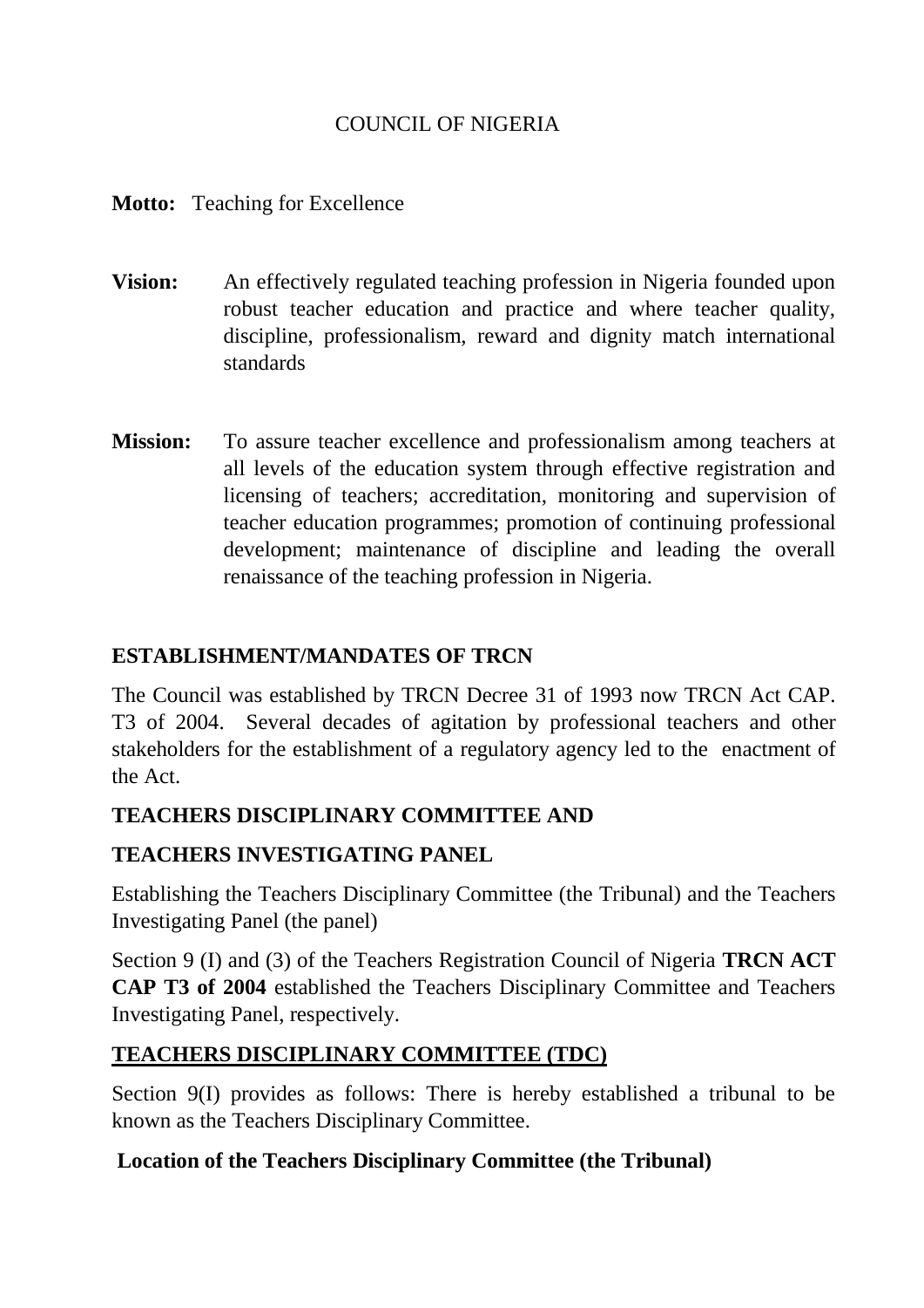COUNCIL OF NIGERIA

**Motto:** Teaching for Excellence

**Vision:** An effectively regulated teaching profession in Nigeria founded upon robust teacher education and practice and where teacher quality, discipline, professionalism, reward and dignity match international standards

**Mission:** To assure teacher excellence and professionalism among teachers at all levels of the education system through effective registration and licensing of teachers; accreditation, monitoring and supervision of teacher education programmes; promotion of continuing professional development; maintenance of discipline and leading the overall renaissance of the teaching profession in Nigeria.

## ESTABLISHMENT/MANDATES OF TRCN

The Council was established by TRCN Decree 31 of 1993 now TRCN Act CAP. T3 of 2004. Several decades of agitation by professional teachers and other stakeholders for the establishment of a regulatory agency led to the enactment of the Act.

## TEACHERS DISCIPLINARY COMMITTEE AND

## TEACHERS INVESTIGATING PANEL

Establishing the Teachers Disciplinary Committee (the Tribunal) and the Teachers Investigating Panel (the panel)

Section 9 (I) and (3) of the Teachers Registration Council of Nigeria **TRCN ACT CAP T3 of 2004** established the Teachers Disciplinary Committee and Teachers Investigating Panel, respectively.

## TEACHERS DISCIPLINARY COMMITTEE (TDC)

Section 9(I) provides as follows: There is hereby established a tribunal to be known as the Teachers Disciplinary Committee.

### Location of the Teachers Disciplinary Committee (the Tribunal)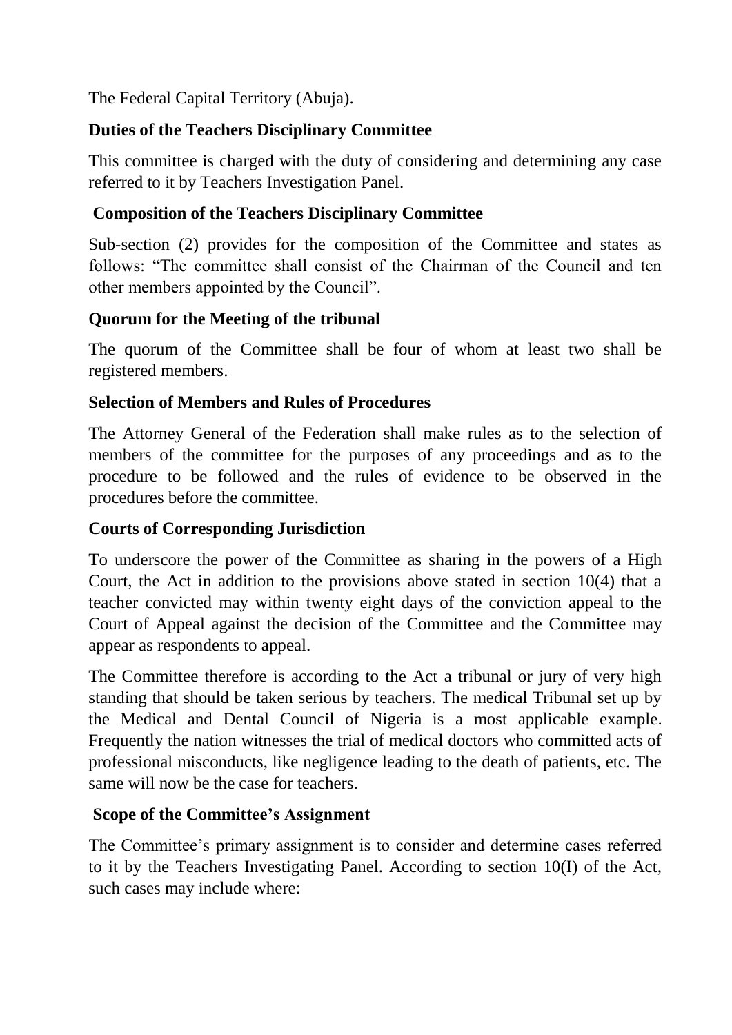The Federal Capital Territory (Abuja).

### Duties of the Teachers Disciplinary Committee

This committee is charged with the duty of considering and determining any case referred to it by Teachers Investigation Panel.

### Composition of the Teachers Disciplinary Committee

Sub-section (2) provides for the composition of the Committee and states as follows: "The committee shall consist of the Chairman of the Council and ten other members appointed by the Council".

### Quorum for the Meeting of the tribunal

The quorum of the Committee shall be four of whom at least two shall be registered members.

### Selection of Members and Rules of Procedures

The Attorney General of the Federation shall make rules as to the selection of members of the committee for the purposes of any proceedings and as to the procedure to be followed and the rules of evidence to be observed in the procedures before the committee.

### Courts of Corresponding Jurisdiction

To underscore the power of the Committee as sharing in the powers of a High Court, the Act in addition to the provisions above stated in section 10(4) that a teacher convicted may within twenty eight days of the conviction appeal to the Court of Appeal against the decision of the Committee and the Committee may appear as respondents to appeal.

The Committee therefore is according to the Act a tribunal or jury of very high standing that should be taken serious by teachers. The medical Tribunal set up by the Medical and Dental Council of Nigeria is a most applicable example. Frequently the nation witnesses the trial of medical doctors who committed acts of professional misconducts, like negligence leading to the death of patients, etc. The same will now be the case for teachers.

### Scope of the Committee's Assignment

The Committee's primary assignment is to consider and determine cases referred to it by the Teachers Investigating Panel. According to section 10(I) of the Act, such cases may include where: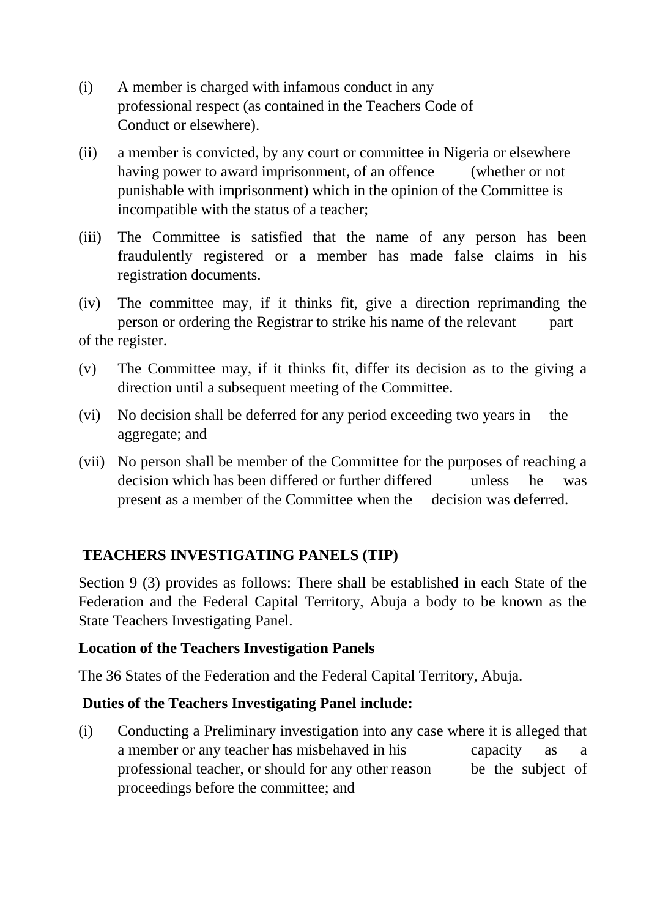(i) A member is charged with infamous conduct in any professional respect (as contained in the Teachers Code of Conduct or elsewhere).

(ii) a member is convicted, by any court or committee in Nigeria or elsewhere having power to award imprisonment, of an offence (whether or not punishable with imprisonment) which in the opinion of the Committee is incompatible with the status of a teacher;

(iii) The Committee is satisfied that the name of any person has been fraudulently registered or a member has made false claims in his registration documents.

(iv) The committee may, if it thinks fit, give a direction reprimanding the person or ordering the Registrar to strike his name of the relevant part of the register.

(v) The Committee may, if it thinks fit, differ its decision as to the giving a direction until a subsequent meeting of the Committee.

(vi) No decision shall be deferred for any period exceeding two years in the aggregate; and

(vii) No person shall be member of the Committee for the purposes of reaching a decision which has been differed or further differed unless he was present as a member of the Committee when the decision was deferred.

## TEACHERS INVESTIGATING PANELS (TIP)

Section 9 (3) provides as follows: There shall be established in each State of the Federation and the Federal Capital Territory, Abuja a body to be known as the State Teachers Investigating Panel.

### Location of the Teachers Investigation Panels

The 36 States of the Federation and the Federal Capital Territory, Abuja.

### Duties of the Teachers Investigating Panel include:

(i) Conducting a Preliminary investigation into any case where it is alleged that a member or any teacher has misbehaved in his capacity as a professional teacher, or should for any other reason be the subject of proceedings before the committee; and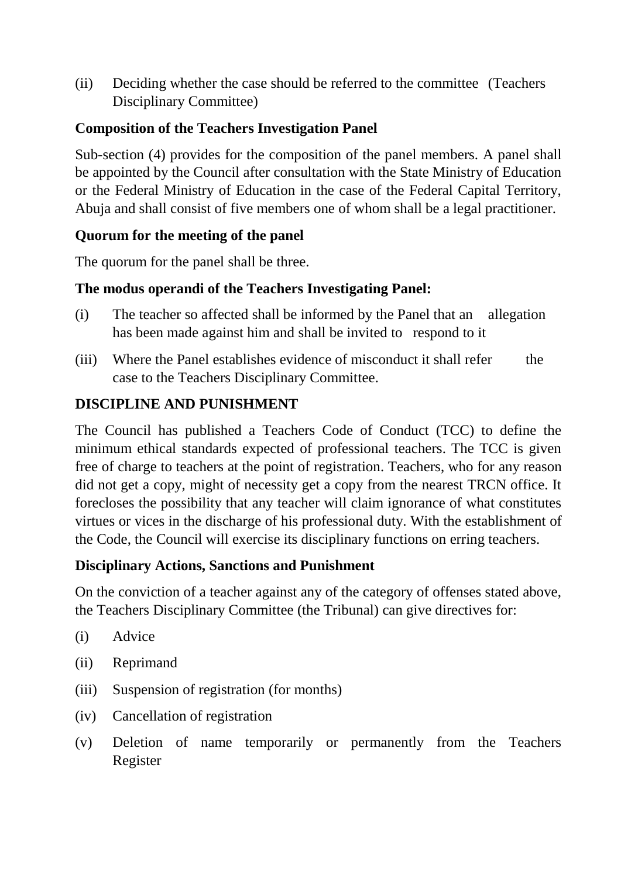(ii) Deciding whether the case should be referred to the committee (Teachers Disciplinary Committee)

**Composition of the Teachers Investigation Panel**

Sub-section (4) provides for the composition of the panel members. A panel shall be appointed by the Council after consultation with the State Ministry of Education or the Federal Ministry of Education in the case of the Federal Capital Territory, Abuja and shall consist of five members one of whom shall be a legal practitioner.

**Quorum for the meeting of the panel**

The quorum for the panel shall be three.

**The modus operandi of the Teachers Investigating Panel:**

(i) The teacher so affected shall be informed by the Panel that an allegation has been made against him and shall be invited to respond to it

(iii) Where the Panel establishes evidence of misconduct it shall refer the case to the Teachers Disciplinary Committee.

**DISCIPLINE AND PUNISHMENT**

The Council has published a Teachers Code of Conduct (TCC) to define the minimum ethical standards expected of professional teachers. The TCC is given free of charge to teachers at the point of registration. Teachers, who for any reason did not get a copy, might of necessity get a copy from the nearest TRCN office. It forecloses the possibility that any teacher will claim ignorance of what constitutes virtues or vices in the discharge of his professional duty. With the establishment of the Code, the Council will exercise its disciplinary functions on erring teachers.

**Disciplinary Actions, Sanctions and Punishment**

On the conviction of a teacher against any of the category of offenses stated above, the Teachers Disciplinary Committee (the Tribunal) can give directives for:

(i) Advice

(ii) Reprimand

(iii) Suspension of registration (for months)

(iv) Cancellation of registration

(v) Deletion of name temporarily or permanently from the Teachers Register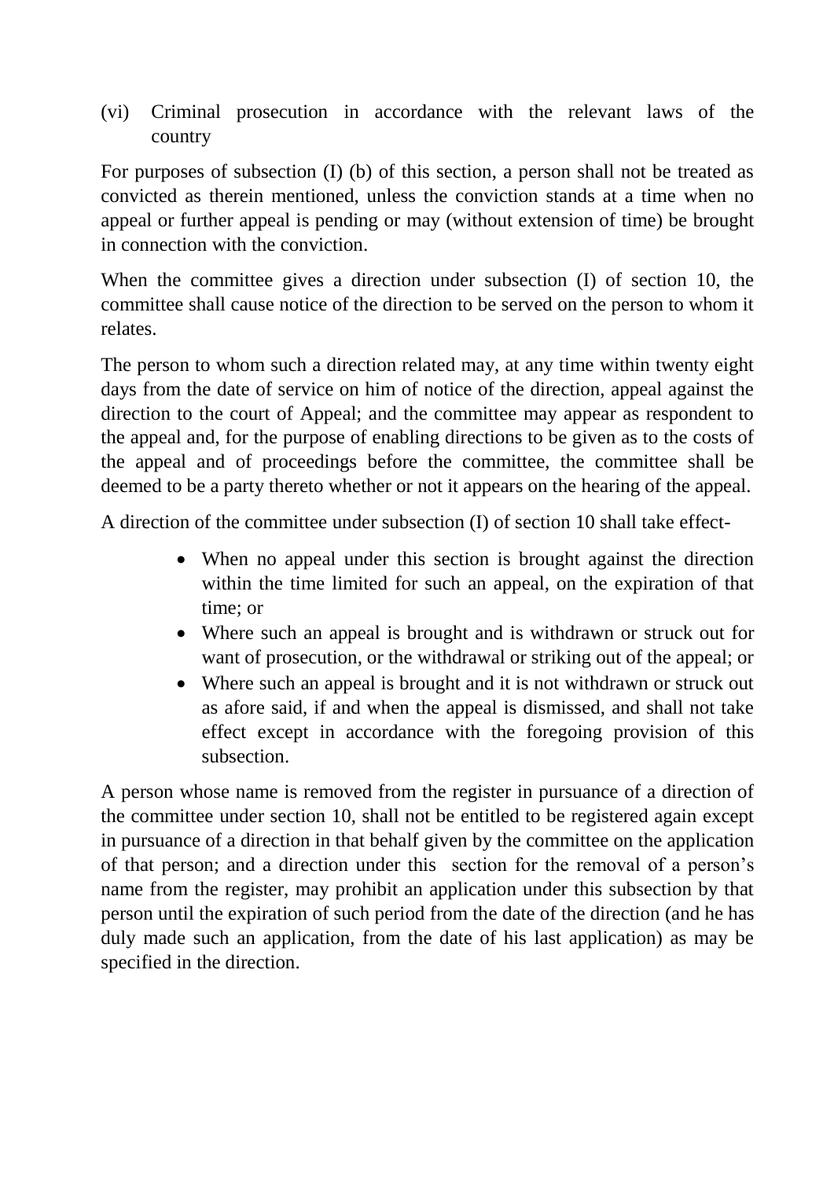(vi) Criminal prosecution in accordance with the relevant laws of the country

For purposes of subsection (I) (b) of this section, a person shall not be treated as convicted as therein mentioned, unless the conviction stands at a time when no appeal or further appeal is pending or may (without extension of time) be brought in connection with the conviction.

When the committee gives a direction under subsection (I) of section 10, the committee shall cause notice of the direction to be served on the person to whom it relates.

The person to whom such a direction related may, at any time within twenty eight days from the date of service on him of notice of the direction, appeal against the direction to the court of Appeal; and the committee may appear as respondent to the appeal and, for the purpose of enabling directions to be given as to the costs of the appeal and of proceedings before the committee, the committee shall be deemed to be a party thereto whether or not it appears on the hearing of the appeal.

A direction of the committee under subsection (I) of section 10 shall take effect-

- When no appeal under this section is brought against the direction within the time limited for such an appeal, on the expiration of that time; or
- Where such an appeal is brought and is withdrawn or struck out for want of prosecution, or the withdrawal or striking out of the appeal; or
- Where such an appeal is brought and it is not withdrawn or struck out as afore said, if and when the appeal is dismissed, and shall not take effect except in accordance with the foregoing provision of this subsection.

A person whose name is removed from the register in pursuance of a direction of the committee under section 10, shall not be entitled to be registered again except in pursuance of a direction in that behalf given by the committee on the application of that person; and a direction under this section for the removal of a person's name from the register, may prohibit an application under this subsection by that person until the expiration of such period from the date of the direction (and he has duly made such an application, from the date of his last application) as may be specified in the direction.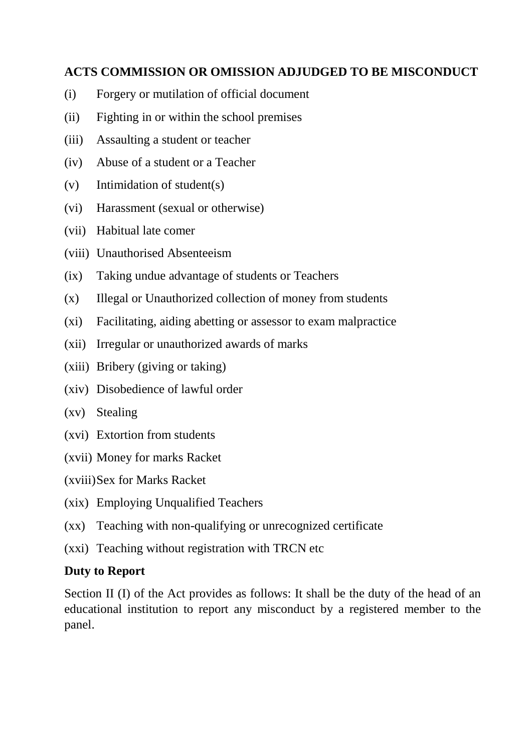**ACTS COMMISSION OR OMISSION ADJUDGED TO BE MISCONDUCT**

(i) Forgery or mutilation of official document

(ii) Fighting in or within the school premises

(iii) Assaulting a student or teacher

(iv) Abuse of a student or a Teacher

(v) Intimidation of student(s)

(vi) Harassment (sexual or otherwise)

(vii) Habitual late comer

(viii) Unauthorised Absenteeism

(ix) Taking undue advantage of students or Teachers

(x) Illegal or Unauthorized collection of money from students

(xi) Facilitating, aiding abetting or assessor to exam malpractice

(xii) Irregular or unauthorized awards of marks

(xiii) Bribery (giving or taking)

(xiv) Disobedience of lawful order

(xv) Stealing

(xvi) Extortion from students

(xvii) Money for marks Racket

(xviii) Sex for Marks Racket

(xix) Employing Unqualified Teachers

(xx) Teaching with non-qualifying or unrecognized certificate

(xxi) Teaching without registration with TRCN etc

**Duty to Report**

Section II (I) of the Act provides as follows: It shall be the duty of the head of an educational institution to report any misconduct by a registered member to the panel.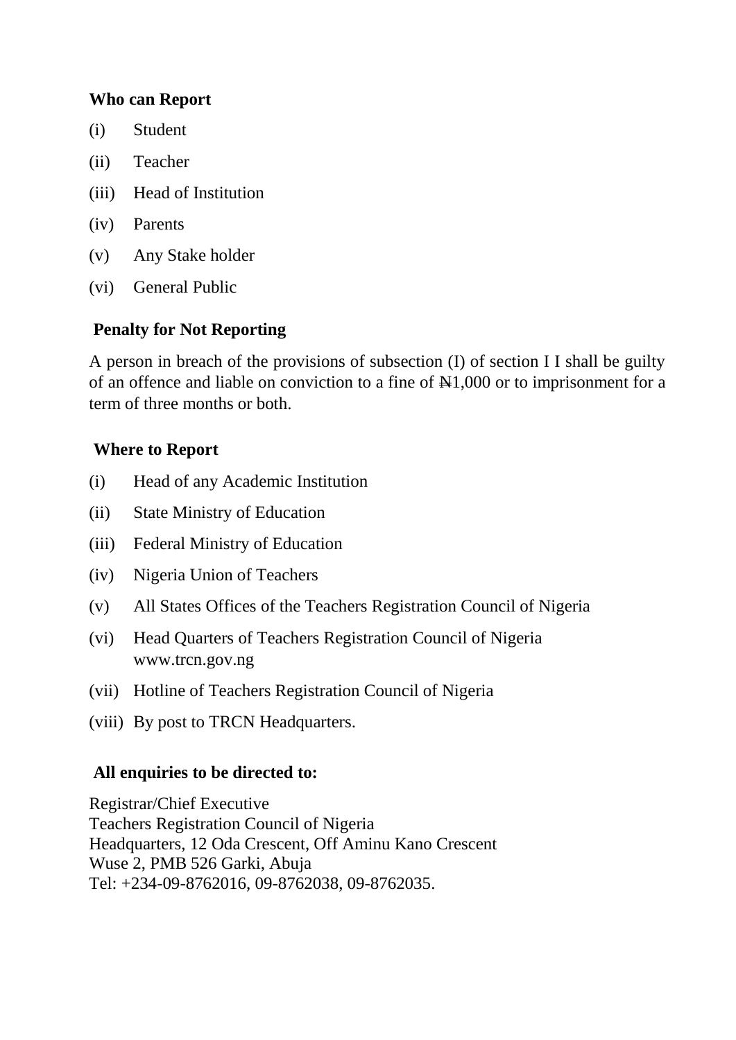**Who can Report**

(i) Student

(ii) Teacher

(iii) Head of Institution

(iv) Parents

(v) Any Stake holder

(vi) General Public

**Penalty for Not Reporting**

A person in breach of the provisions of subsection (I) of section I I shall be guilty of an offence and liable on conviction to a fine of ₦1,000 or to imprisonment for a term of three months or both.

**Where to Report**

(i) Head of any Academic Institution

(ii) State Ministry of Education

(iii) Federal Ministry of Education

(iv) Nigeria Union of Teachers

(v) All States Offices of the Teachers Registration Council of Nigeria

(vi) Head Quarters of Teachers Registration Council of Nigeria www.trcn.gov.ng

(vii) Hotline of Teachers Registration Council of Nigeria

(viii) By post to TRCN Headquarters.

**All enquiries to be directed to:**

Registrar/Chief Executive
Teachers Registration Council of Nigeria
Headquarters, 12 Oda Crescent, Off Aminu Kano Crescent
Wuse 2, PMB 526 Garki, Abuja
Tel: +234-09-8762016, 09-8762038, 09-8762035.